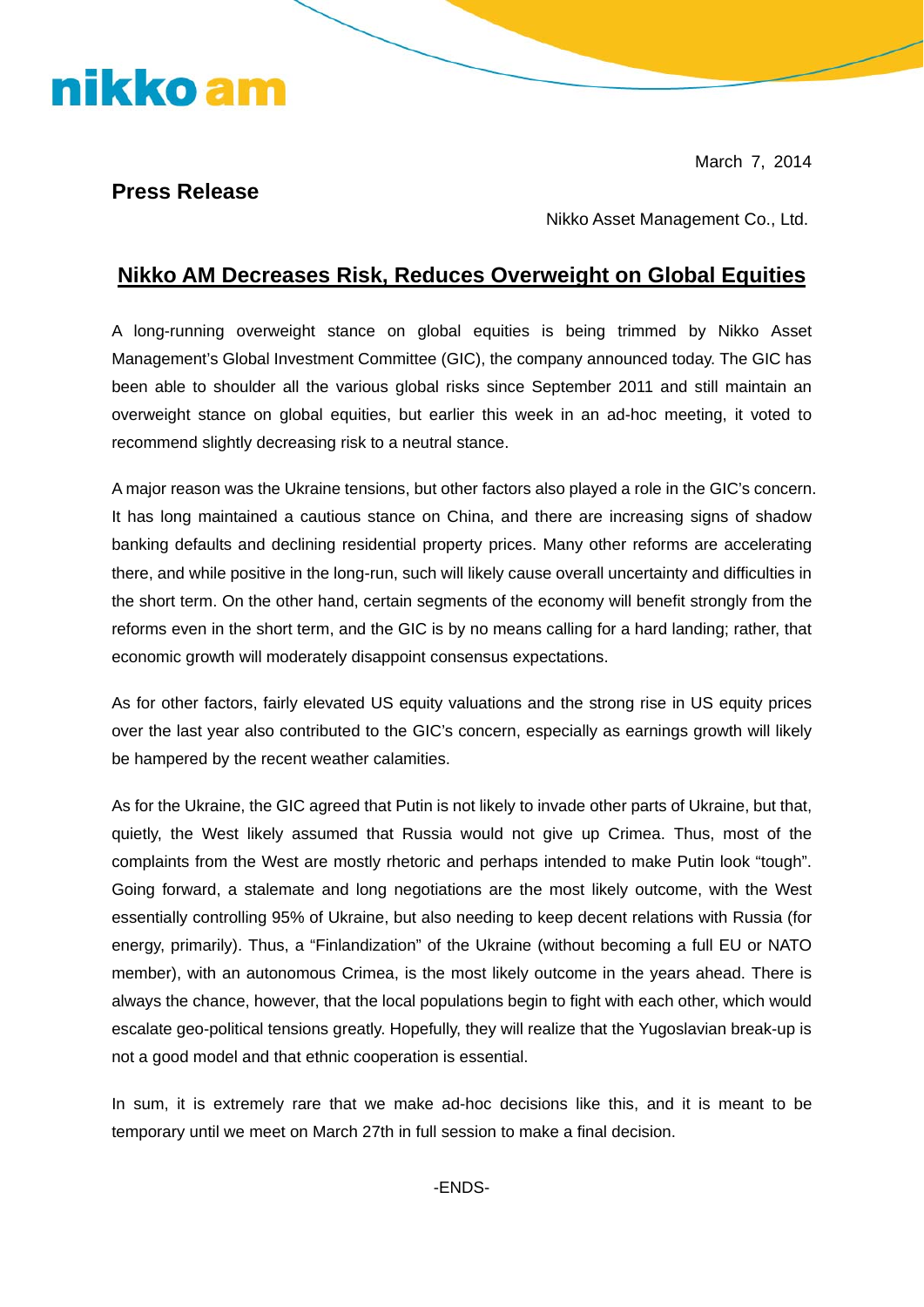nikko am

March 7, 2014

**Press Release**

Nikko Asset Management Co., Ltd.

# Nikko AM Decreases Risk, Reduces Overweight on Global Equities

A long-running overweight stance on global equities is being trimmed by Nikko Asset Management's Global Investment Committee (GIC), the company announced today. The GIC has been able to shoulder all the various global risks since September 2011 and still maintain an overweight stance on global equities, but earlier this week in an ad-hoc meeting, it voted to recommend slightly decreasing risk to a neutral stance.

A major reason was the Ukraine tensions, but other factors also played a role in the GIC's concern. It has long maintained a cautious stance on China, and there are increasing signs of shadow banking defaults and declining residential property prices. Many other reforms are accelerating there, and while positive in the long-run, such will likely cause overall uncertainty and difficulties in the short term. On the other hand, certain segments of the economy will benefit strongly from the reforms even in the short term, and the GIC is by no means calling for a hard landing; rather, that economic growth will moderately disappoint consensus expectations.

As for other factors, fairly elevated US equity valuations and the strong rise in US equity prices over the last year also contributed to the GIC's concern, especially as earnings growth will likely be hampered by the recent weather calamities.

As for the Ukraine, the GIC agreed that Putin is not likely to invade other parts of Ukraine, but that, quietly, the West likely assumed that Russia would not give up Crimea. Thus, most of the complaints from the West are mostly rhetoric and perhaps intended to make Putin look "tough". Going forward, a stalemate and long negotiations are the most likely outcome, with the West essentially controlling 95% of Ukraine, but also needing to keep decent relations with Russia (for energy, primarily). Thus, a "Finlandization" of the Ukraine (without becoming a full EU or NATO member), with an autonomous Crimea, is the most likely outcome in the years ahead. There is always the chance, however, that the local populations begin to fight with each other, which would escalate geo-political tensions greatly. Hopefully, they will realize that the Yugoslavian break-up is not a good model and that ethnic cooperation is essential.

In sum, it is extremely rare that we make ad-hoc decisions like this, and it is meant to be temporary until we meet on March 27th in full session to make a final decision.

-ENDS-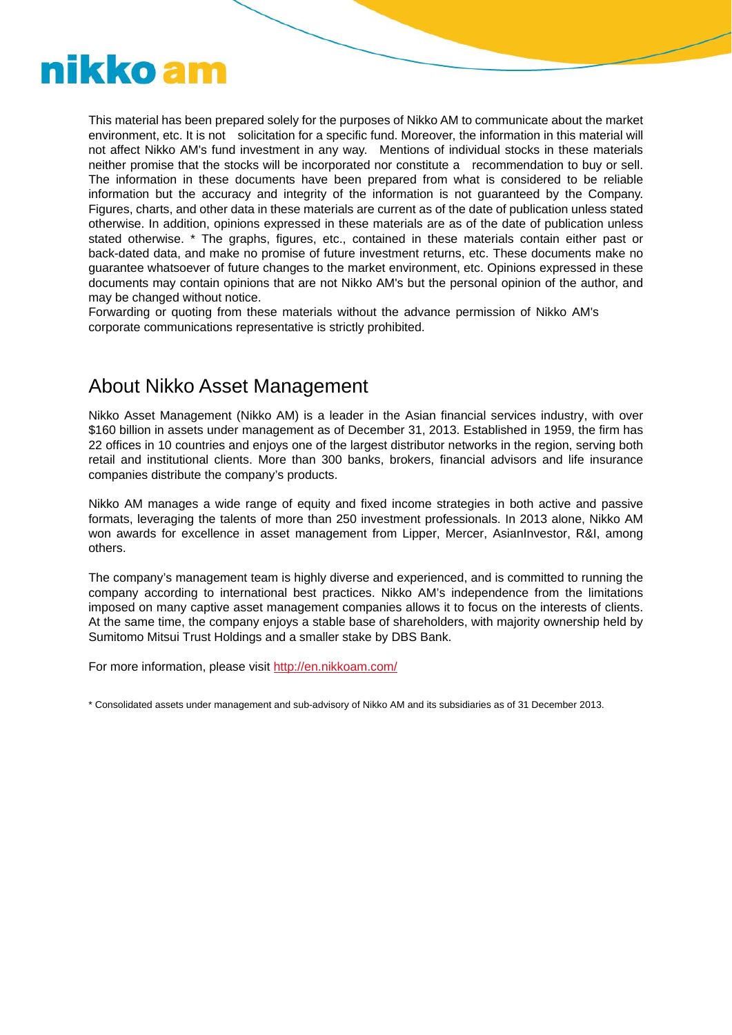nikko am

This material has been prepared solely for the purposes of Nikko AM to communicate about the market environment, etc. It is not solicitation for a specific fund. Moreover, the information in this material will not affect Nikko AM's fund investment in any way. Mentions of individual stocks in these materials neither promise that the stocks will be incorporated nor constitute a recommendation to buy or sell. The information in these documents have been prepared from what is considered to be reliable information but the accuracy and integrity of the information is not guaranteed by the Company. Figures, charts, and other data in these materials are current as of the date of publication unless stated otherwise. In addition, opinions expressed in these materials are as of the date of publication unless stated otherwise. * The graphs, figures, etc., contained in these materials contain either past or back-dated data, and make no promise of future investment returns, etc. These documents make no guarantee whatsoever of future changes to the market environment, etc. Opinions expressed in these documents may contain opinions that are not Nikko AM's but the personal opinion of the author, and may be changed without notice.
Forwarding or quoting from these materials without the advance permission of Nikko AM's corporate communications representative is strictly prohibited.

## About Nikko Asset Management

Nikko Asset Management (Nikko AM) is a leader in the Asian financial services industry, with over $160 billion in assets under management as of December 31, 2013. Established in 1959, the firm has 22 offices in 10 countries and enjoys one of the largest distributor networks in the region, serving both retail and institutional clients. More than 300 banks, brokers, financial advisors and life insurance companies distribute the company's products.

Nikko AM manages a wide range of equity and fixed income strategies in both active and passive formats, leveraging the talents of more than 250 investment professionals. In 2013 alone, Nikko AM won awards for excellence in asset management from Lipper, Mercer, AsianInvestor, R&I, among others.

The company's management team is highly diverse and experienced, and is committed to running the company according to international best practices. Nikko AM's independence from the limitations imposed on many captive asset management companies allows it to focus on the interests of clients. At the same time, the company enjoys a stable base of shareholders, with majority ownership held by Sumitomo Mitsui Trust Holdings and a smaller stake by DBS Bank.

For more information, please visit http://en.nikkoam.com/

* Consolidated assets under management and sub-advisory of Nikko AM and its subsidiaries as of 31 December 2013.